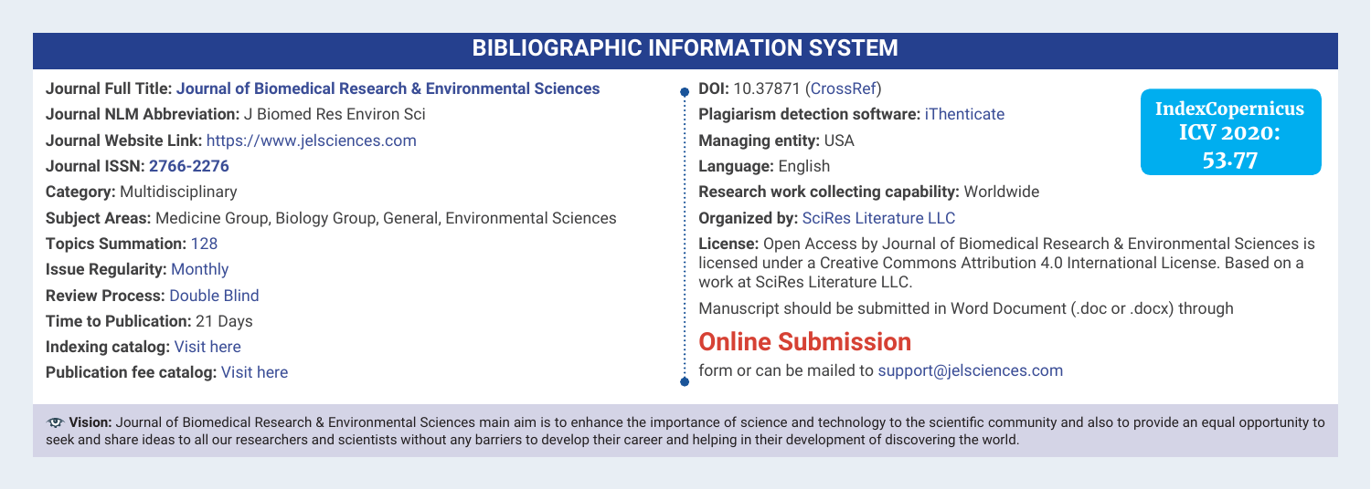# BIBLIOGRAPHIC INFORMATION SYSTEM

**Journal Full Title:** **Journal of Biomedical Research & Environmental Sciences**

**Journal NLM Abbreviation:** J Biomed Res Environ Sci

**Journal Website Link:** https://www.jelsciences.com

**Journal ISSN:** **2766-2276**

**Category:** Multidisciplinary

**Subject Areas:** Medicine Group, Biology Group, General, Environmental Sciences

**Topics Summation:** 128

**Issue Regularity:** Monthly

**Review Process:** Double Blind

**Time to Publication:** 21 Days

**Indexing catalog:** Visit here

**Publication fee catalog:** Visit here

**DOI:** 10.37871 (CrossRef)

**Plagiarism detection software:** iThenticate

**Managing entity:** USA

**Language:** English

**Research work collecting capability:** Worldwide

**Organized by:** SciRes Literature LLC

**License:** Open Access by Journal of Biomedical Research & Environmental Sciences is licensed under a Creative Commons Attribution 4.0 International License. Based on a work at SciRes Literature LLC.

Manuscript should be submitted in Word Document (.doc or .docx) through

## Online Submission

form or can be mailed to support@jelsciences.com

**IndexCopernicus ICV 2020: 53.77**

**Vision:** Journal of Biomedical Research & Environmental Sciences main aim is to enhance the importance of science and technology to the scientific community and also to provide an equal opportunity to seek and share ideas to all our researchers and scientists without any barriers to develop their career and helping in their development of discovering the world.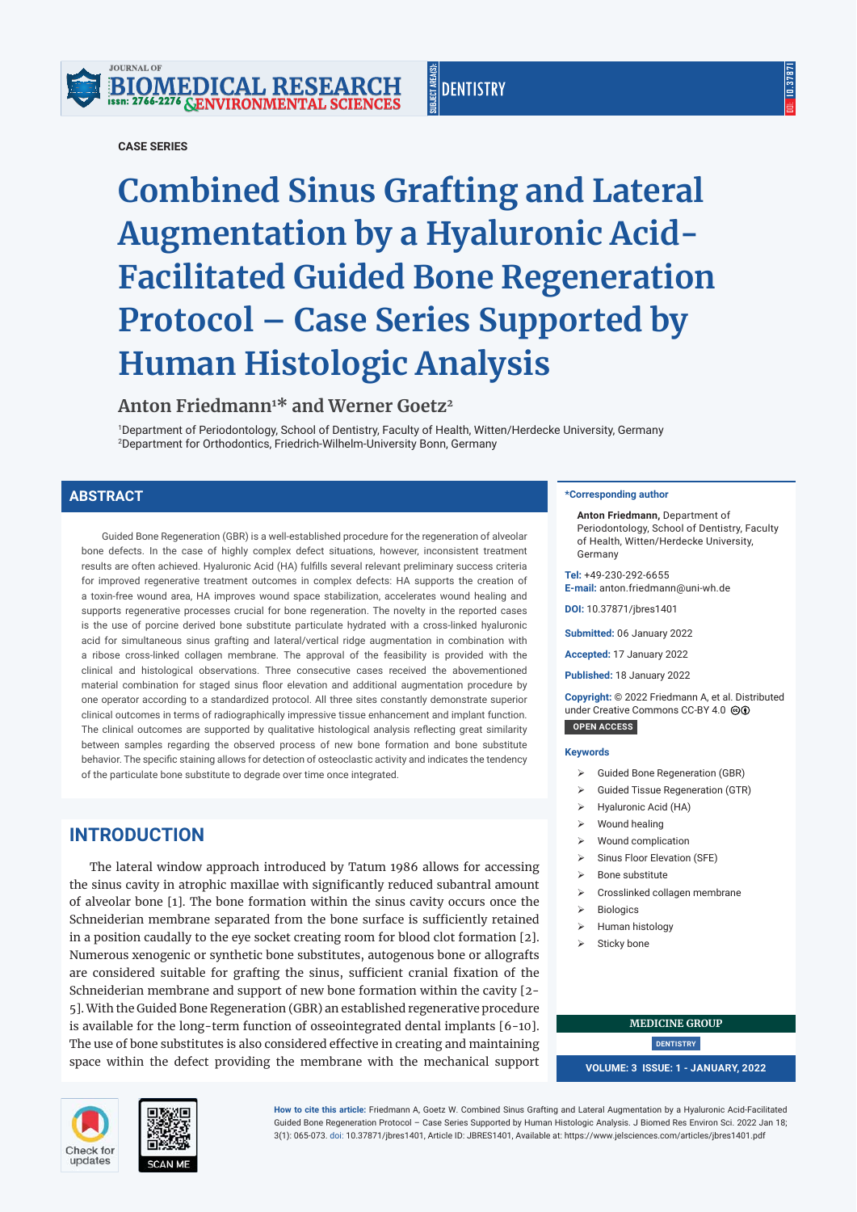CASE SERIES

# Combined Sinus Grafting and Lateral Augmentation by a Hyaluronic Acid-Facilitated Guided Bone Regeneration Protocol – Case Series Supported by Human Histologic Analysis

**Anton Friedmann[1]\* and Werner Goetz[2]**

[1]Department of Periodontology, School of Dentistry, Faculty of Health, Witten/Herdecke University, Germany
[2]Department for Orthodontics, Friedrich-Wilhelm-University Bonn, Germany

## ABSTRACT

Guided Bone Regeneration (GBR) is a well-established procedure for the regeneration of alveolar bone defects. In the case of highly complex defect situations, however, inconsistent treatment results are often achieved. Hyaluronic Acid (HA) fulfills several relevant preliminary success criteria for improved regenerative treatment outcomes in complex defects: HA supports the creation of a toxin-free wound area, HA improves wound space stabilization, accelerates wound healing and supports regenerative processes crucial for bone regeneration. The novelty in the reported cases is the use of porcine derived bone substitute particulate hydrated with a cross-linked hyaluronic acid for simultaneous sinus grafting and lateral/vertical ridge augmentation in combination with a ribose cross-linked collagen membrane. The approval of the feasibility is provided with the clinical and histological observations. Three consecutive cases received the abovementioned material combination for staged sinus floor elevation and additional augmentation procedure by one operator according to a standardized protocol. All three sites constantly demonstrate superior clinical outcomes in terms of radiographically impressive tissue enhancement and implant function. The clinical outcomes are supported by qualitative histological analysis reflecting great similarity between samples regarding the observed process of new bone formation and bone substitute behavior. The specific staining allows for detection of osteoclastic activity and indicates the tendency of the particulate bone substitute to degrade over time once integrated.

**\*Corresponding author**

**Anton Friedmann,** Department of Periodontology, School of Dentistry, Faculty of Health, Witten/Herdecke University, Germany

**Tel:** +49-230-292-6655
**E-mail:** anton.friedmann@uni-wh.de

**DOI:** 10.37871/jbres1401

**Submitted:** 06 January 2022

**Accepted:** 17 January 2022

**Published:** 18 January 2022

**Copyright:** © 2022 Friedmann A, et al. Distributed under Creative Commons CC-BY 4.0

OPEN ACCESS

**Keywords**

- Guided Bone Regeneration (GBR)
- Guided Tissue Regeneration (GTR)
- Hyaluronic Acid (HA)
- Wound healing
- Wound complication
- Sinus Floor Elevation (SFE)
- Bone substitute
- Crosslinked collagen membrane
- Biologics
- Human histology
- Sticky bone

MEDICINE GROUP

DENTISTRY

## INTRODUCTION

The lateral window approach introduced by Tatum 1986 allows for accessing the sinus cavity in atrophic maxillae with significantly reduced subantral amount of alveolar bone [1]. The bone formation within the sinus cavity occurs once the Schneiderian membrane separated from the bone surface is sufficiently retained in a position caudally to the eye socket creating room for blood clot formation [2]. Numerous xenogenic or synthetic bone substitutes, autogenous bone or allografts are considered suitable for grafting the sinus, sufficient cranial fixation of the Schneiderian membrane and support of new bone formation within the cavity [2-5]. With the Guided Bone Regeneration (GBR) an established regenerative procedure is available for the long-term function of osseointegrated dental implants [6-10]. The use of bone substitutes is also considered effective in creating and maintaining space within the defect providing the membrane with the mechanical support

**How to cite this article:** Friedmann A, Goetz W. Combined Sinus Grafting and Lateral Augmentation by a Hyaluronic Acid-Facilitated Guided Bone Regeneration Protocol – Case Series Supported by Human Histologic Analysis. J Biomed Res Environ Sci. 2022 Jan 18; 3(1): 065-073. doi: 10.37871/jbres1401, Article ID: JBRES1401, Available at: https://www.jelsciences.com/articles/jbres1401.pdf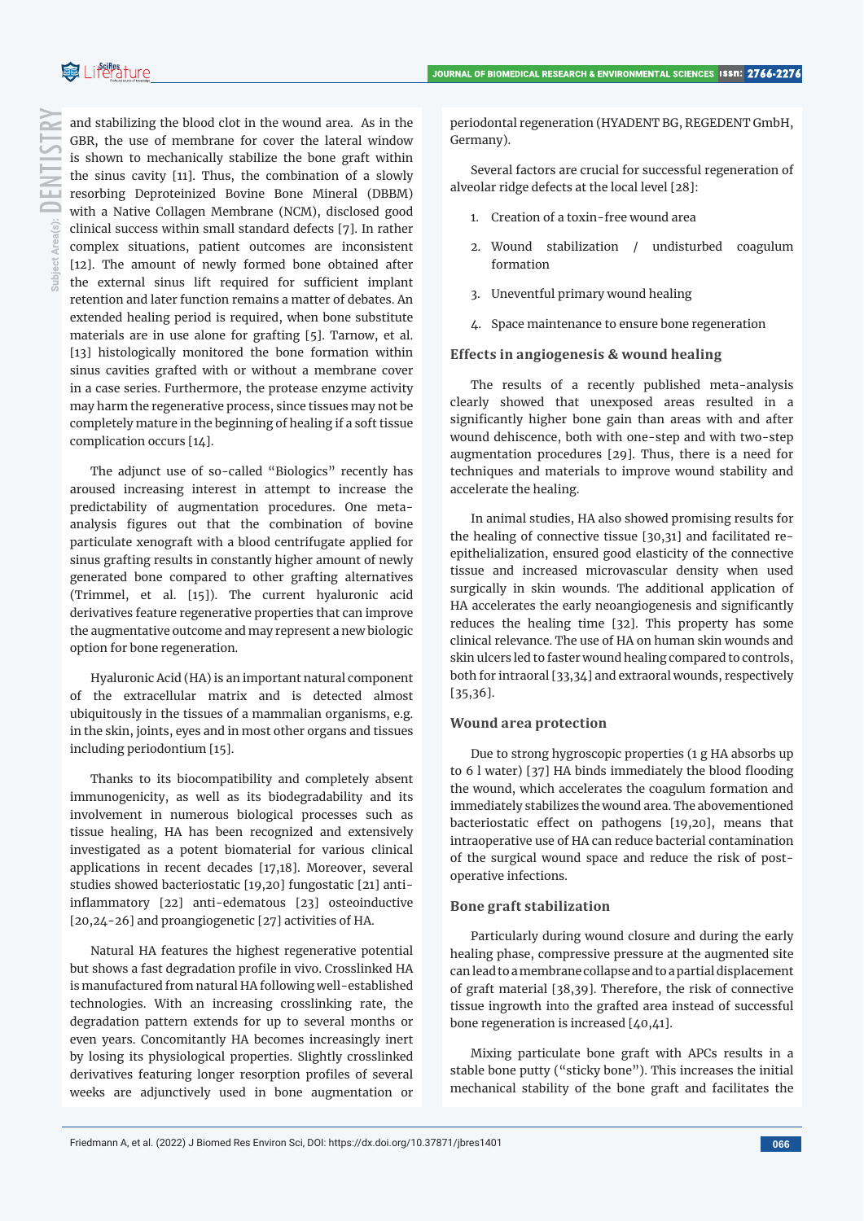and stabilizing the blood clot in the wound area. As in the GBR, the use of membrane for cover the lateral window is shown to mechanically stabilize the bone graft within the sinus cavity [11]. Thus, the combination of a slowly resorbing Deproteinized Bovine Bone Mineral (DBBM) with a Native Collagen Membrane (NCM), disclosed good clinical success within small standard defects [7]. In rather complex situations, patient outcomes are inconsistent [12]. The amount of newly formed bone obtained after the external sinus lift required for sufficient implant retention and later function remains a matter of debates. An extended healing period is required, when bone substitute materials are in use alone for grafting [5]. Tarnow, et al. [13] histologically monitored the bone formation within sinus cavities grafted with or without a membrane cover in a case series. Furthermore, the protease enzyme activity may harm the regenerative process, since tissues may not be completely mature in the beginning of healing if a soft tissue complication occurs [14].

The adjunct use of so-called "Biologics" recently has aroused increasing interest in attempt to increase the predictability of augmentation procedures. One meta-analysis figures out that the combination of bovine particulate xenograft with a blood centrifugate applied for sinus grafting results in constantly higher amount of newly generated bone compared to other grafting alternatives (Trimmel, et al. [15]). The current hyaluronic acid derivatives feature regenerative properties that can improve the augmentative outcome and may represent a new biologic option for bone regeneration.

Hyaluronic Acid (HA) is an important natural component of the extracellular matrix and is detected almost ubiquitously in the tissues of a mammalian organisms, e.g. in the skin, joints, eyes and in most other organs and tissues including periodontium [15].

Thanks to its biocompatibility and completely absent immunogenicity, as well as its biodegradability and its involvement in numerous biological processes such as tissue healing, HA has been recognized and extensively investigated as a potent biomaterial for various clinical applications in recent decades [17,18]. Moreover, several studies showed bacteriostatic [19,20] fungostatic [21] anti-inflammatory [22] anti-edematous [23] osteoinductive [20,24-26] and proangiogenetic [27] activities of HA.

Natural HA features the highest regenerative potential but shows a fast degradation profile in vivo. Crosslinked HA is manufactured from natural HA following well-established technologies. With an increasing crosslinking rate, the degradation pattern extends for up to several months or even years. Concomitantly HA becomes increasingly inert by losing its physiological properties. Slightly crosslinked derivatives featuring longer resorption profiles of several weeks are adjunctively used in bone augmentation or periodontal regeneration (HYADENT BG, REGEDENT GmbH, Germany).

Several factors are crucial for successful regeneration of alveolar ridge defects at the local level [28]:

1. Creation of a toxin-free wound area
2. Wound stabilization / undisturbed coagulum formation
3. Uneventful primary wound healing
4. Space maintenance to ensure bone regeneration

### Effects in angiogenesis & wound healing

The results of a recently published meta-analysis clearly showed that unexposed areas resulted in a significantly higher bone gain than areas with and after wound dehiscence, both with one-step and with two-step augmentation procedures [29]. Thus, there is a need for techniques and materials to improve wound stability and accelerate the healing.

In animal studies, HA also showed promising results for the healing of connective tissue [30,31] and facilitated re-epithelialization, ensured good elasticity of the connective tissue and increased microvascular density when used surgically in skin wounds. The additional application of HA accelerates the early neoangiogenesis and significantly reduces the healing time [32]. This property has some clinical relevance. The use of HA on human skin wounds and skin ulcers led to faster wound healing compared to controls, both for intraoral [33,34] and extraoral wounds, respectively [35,36].

### Wound area protection

Due to strong hygroscopic properties (1 g HA absorbs up to 6 l water) [37] HA binds immediately the blood flooding the wound, which accelerates the coagulum formation and immediately stabilizes the wound area. The abovementioned bacteriostatic effect on pathogens [19,20], means that intraoperative use of HA can reduce bacterial contamination of the surgical wound space and reduce the risk of post-operative infections.

### Bone graft stabilization

Particularly during wound closure and during the early healing phase, compressive pressure at the augmented site can lead to a membrane collapse and to a partial displacement of graft material [38,39]. Therefore, the risk of connective tissue ingrowth into the grafted area instead of successful bone regeneration is increased [40,41].

Mixing particulate bone graft with APCs results in a stable bone putty ("sticky bone"). This increases the initial mechanical stability of the bone graft and facilitates the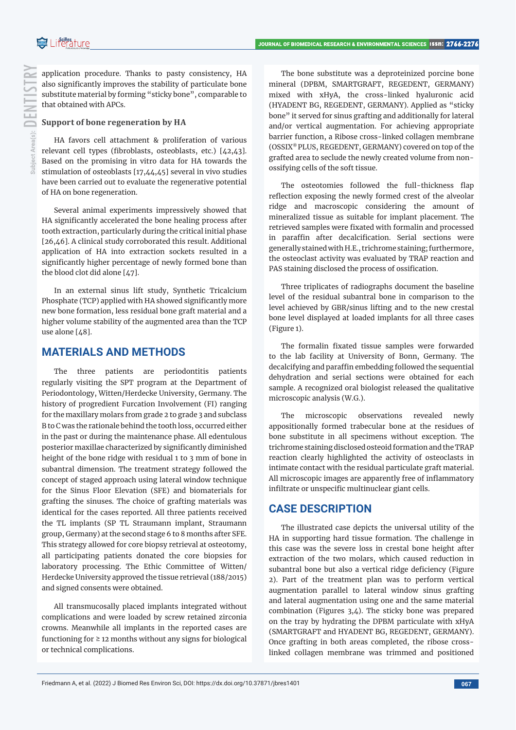application procedure. Thanks to pasty consistency, HA also significantly improves the stability of particulate bone substitute material by forming "sticky bone", comparable to that obtained with APCs.

### Support of bone regeneration by HA

HA favors cell attachment & proliferation of various relevant cell types (fibroblasts, osteoblasts, etc.) [42,43]. Based on the promising in vitro data for HA towards the stimulation of osteoblasts [17,44,45] several in vivo studies have been carried out to evaluate the regenerative potential of HA on bone regeneration.

Several animal experiments impressively showed that HA significantly accelerated the bone healing process after tooth extraction, particularly during the critical initial phase [26,46]. A clinical study corroborated this result. Additional application of HA into extraction sockets resulted in a significantly higher percentage of newly formed bone than the blood clot did alone [47].

In an external sinus lift study, Synthetic Tricalcium Phosphate (TCP) applied with HA showed significantly more new bone formation, less residual bone graft material and a higher volume stability of the augmented area than the TCP use alone [48].

## MATERIALS AND METHODS

The three patients are periodontitis patients regularly visiting the SPT program at the Department of Periodontology, Witten/Herdecke University, Germany. The history of progredient Furcation Involvement (FI) ranging for the maxillary molars from grade 2 to grade 3 and subclass B to C was the rationale behind the tooth loss, occurred either in the past or during the maintenance phase. All edentulous posterior maxillae characterized by significantly diminished height of the bone ridge with residual 1 to 3 mm of bone in subantral dimension. The treatment strategy followed the concept of staged approach using lateral window technique for the Sinus Floor Elevation (SFE) and biomaterials for grafting the sinuses. The choice of grafting materials was identical for the cases reported. All three patients received the TL implants (SP TL Straumann implant, Straumann group, Germany) at the second stage 6 to 8 months after SFE. This strategy allowed for core biopsy retrieval at osteotomy, all participating patients donated the core biopsies for laboratory processing. The Ethic Committee of Witten/Herdecke University approved the tissue retrieval (188/2015) and signed consents were obtained.

All transmucosally placed implants integrated without complications and were loaded by screw retained zirconia crowns. Meanwhile all implants in the reported cases are functioning for ≥ 12 months without any signs for biological or technical complications.

The bone substitute was a deproteinized porcine bone mineral (DPBM, SMARTGRAFT, REGEDENT, GERMANY) mixed with xHyA, the cross-linked hyaluronic acid (HYADENT BG, REGEDENT, GERMANY). Applied as "sticky bone" it served for sinus grafting and additionally for lateral and/or vertical augmentation. For achieving appropriate barrier function, a Ribose cross-linked collagen membrane (OSSIX® PLUS, REGEDENT, GERMANY) covered on top of the grafted area to seclude the newly created volume from non-ossifying cells of the soft tissue.

The osteotomies followed the full-thickness flap reflection exposing the newly formed crest of the alveolar ridge and macroscopic considering the amount of mineralized tissue as suitable for implant placement. The retrieved samples were fixated with formalin and processed in paraffin after decalcification. Serial sections were generally stained with H.E., trichrome staining; furthermore, the osteoclast activity was evaluated by TRAP reaction and PAS staining disclosed the process of ossification.

Three triplicates of radiographs document the baseline level of the residual subantral bone in comparison to the level achieved by GBR/sinus lifting and to the new crestal bone level displayed at loaded implants for all three cases (Figure 1).

The formalin fixated tissue samples were forwarded to the lab facility at University of Bonn, Germany. The decalcifying and paraffin embedding followed the sequential dehydration and serial sections were obtained for each sample. A recognized oral biologist released the qualitative microscopic analysis (W.G.).

The microscopic observations revealed newly appositionally formed trabecular bone at the residues of bone substitute in all specimens without exception. The trichrome staining disclosed osteoid formation and the TRAP reaction clearly highlighted the activity of osteoclasts in intimate contact with the residual particulate graft material. All microscopic images are apparently free of inflammatory infiltrate or unspecific multinuclear giant cells.

## CASE DESCRIPTION

The illustrated case depicts the universal utility of the HA in supporting hard tissue formation. The challenge in this case was the severe loss in crestal bone height after extraction of the two molars, which caused reduction in subantral bone but also a vertical ridge deficiency (Figure 2). Part of the treatment plan was to perform vertical augmentation parallel to lateral window sinus grafting and lateral augmentation using one and the same material combination (Figures 3,4). The sticky bone was prepared on the tray by hydrating the DPBM particulate with xHyA (SMARTGRAFT and HYADENT BG, REGEDENT, GERMANY). Once grafting in both areas completed, the ribose cross-linked collagen membrane was trimmed and positioned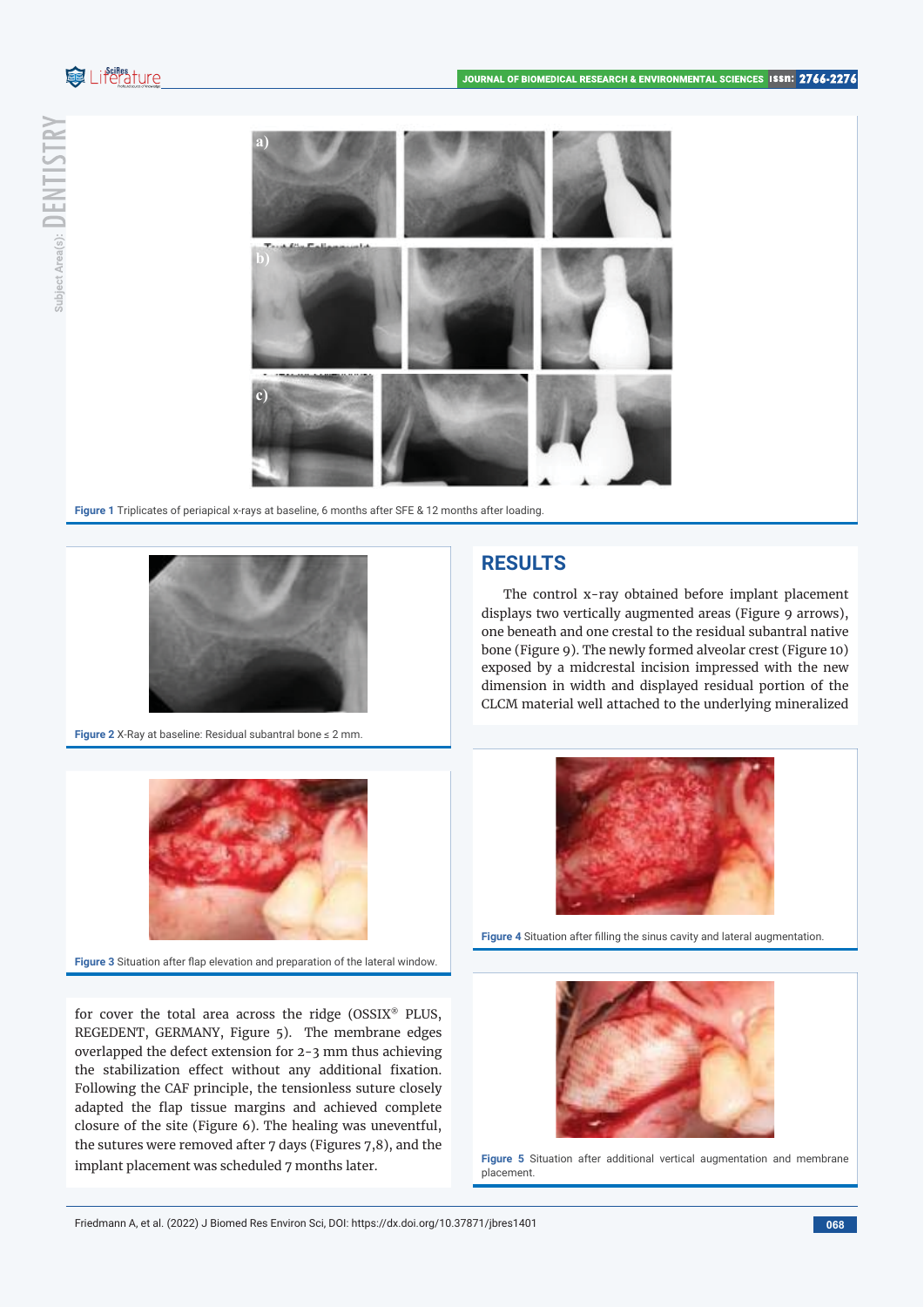Figure 1 Triplicates of periapical x-rays at baseline, 6 months after SFE & 12 months after loading.

Figure 2 X-Ray at baseline: Residual subantral bone ≤ 2 mm.

Figure 3 Situation after flap elevation and preparation of the lateral window.

for cover the total area across the ridge (OSSIX® PLUS, REGEDENT, GERMANY, Figure 5). The membrane edges overlapped the defect extension for 2-3 mm thus achieving the stabilization effect without any additional fixation. Following the CAF principle, the tensionless suture closely adapted the flap tissue margins and achieved complete closure of the site (Figure 6). The healing was uneventful, the sutures were removed after 7 days (Figures 7,8), and the implant placement was scheduled 7 months later.

## RESULTS

The control x-ray obtained before implant placement displays two vertically augmented areas (Figure 9 arrows), one beneath and one crestal to the residual subantral native bone (Figure 9). The newly formed alveolar crest (Figure 10) exposed by a midcrestal incision impressed with the new dimension in width and displayed residual portion of the CLCM material well attached to the underlying mineralized

Figure 4 Situation after filling the sinus cavity and lateral augmentation.

Figure 5 Situation after additional vertical augmentation and membrane placement.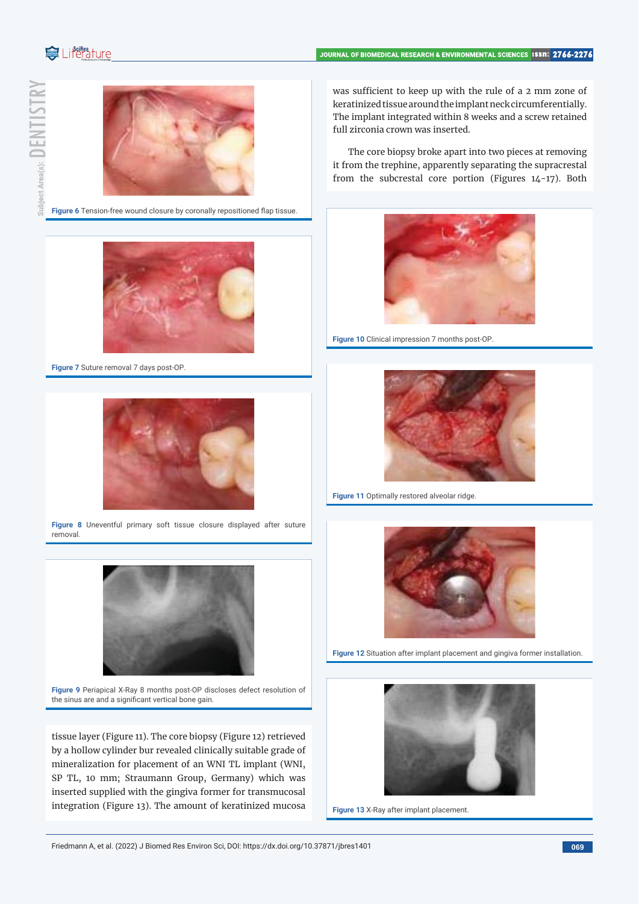Figure 6 Tension-free wound closure by coronally repositioned flap tissue.

Figure 7 Suture removal 7 days post-OP.

Figure 8 Uneventful primary soft tissue closure displayed after suture removal.

Figure 9 Periapical X-Ray 8 months post-OP discloses defect resolution of the sinus are and a significant vertical bone gain.

tissue layer (Figure 11). The core biopsy (Figure 12) retrieved by a hollow cylinder bur revealed clinically suitable grade of mineralization for placement of an WNI TL implant (WNI, SP TL, 10 mm; Straumann Group, Germany) which was inserted supplied with the gingiva former for transmucosal integration (Figure 13). The amount of keratinized mucosa was sufficient to keep up with the rule of a 2 mm zone of keratinized tissue around the implant neck circumferentially. The implant integrated within 8 weeks and a screw retained full zirconia crown was inserted.

The core biopsy broke apart into two pieces at removing it from the trephine, apparently separating the supracrestal from the subcrestal core portion (Figures 14-17). Both

Figure 10 Clinical impression 7 months post-OP.

Figure 11 Optimally restored alveolar ridge.

Figure 12 Situation after implant placement and gingiva former installation.

Figure 13 X-Ray after implant placement.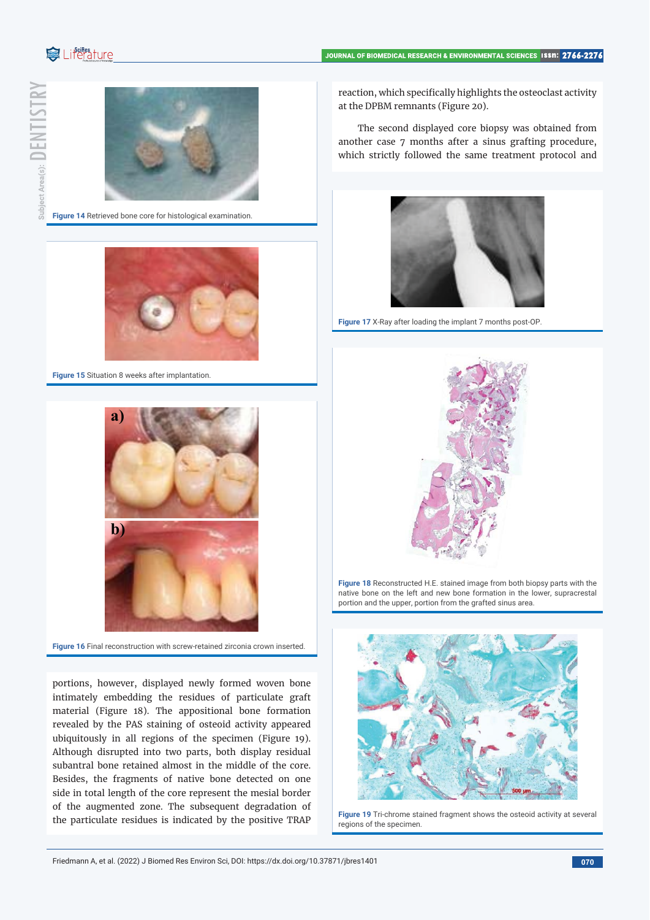Figure 14 Retrieved bone core for histological examination.

Figure 15 Situation 8 weeks after implantation.

Figure 16 Final reconstruction with screw-retained zirconia crown inserted.

portions, however, displayed newly formed woven bone intimately embedding the residues of particulate graft material (Figure 18). The appositional bone formation revealed by the PAS staining of osteoid activity appeared ubiquitously in all regions of the specimen (Figure 19). Although disrupted into two parts, both display residual subantral bone retained almost in the middle of the core. Besides, the fragments of native bone detected on one side in total length of the core represent the mesial border of the augmented zone. The subsequent degradation of the particulate residues is indicated by the positive TRAP reaction, which specifically highlights the osteoclast activity at the DPBM remnants (Figure 20).

The second displayed core biopsy was obtained from another case 7 months after a sinus grafting procedure, which strictly followed the same treatment protocol and

Figure 17 X-Ray after loading the implant 7 months post-OP.

Figure 18 Reconstructed H.E. stained image from both biopsy parts with the native bone on the left and new bone formation in the lower, supracrestal portion and the upper, portion from the grafted sinus area.

Figure 19 Tri-chrome stained fragment shows the osteoid activity at several regions of the specimen.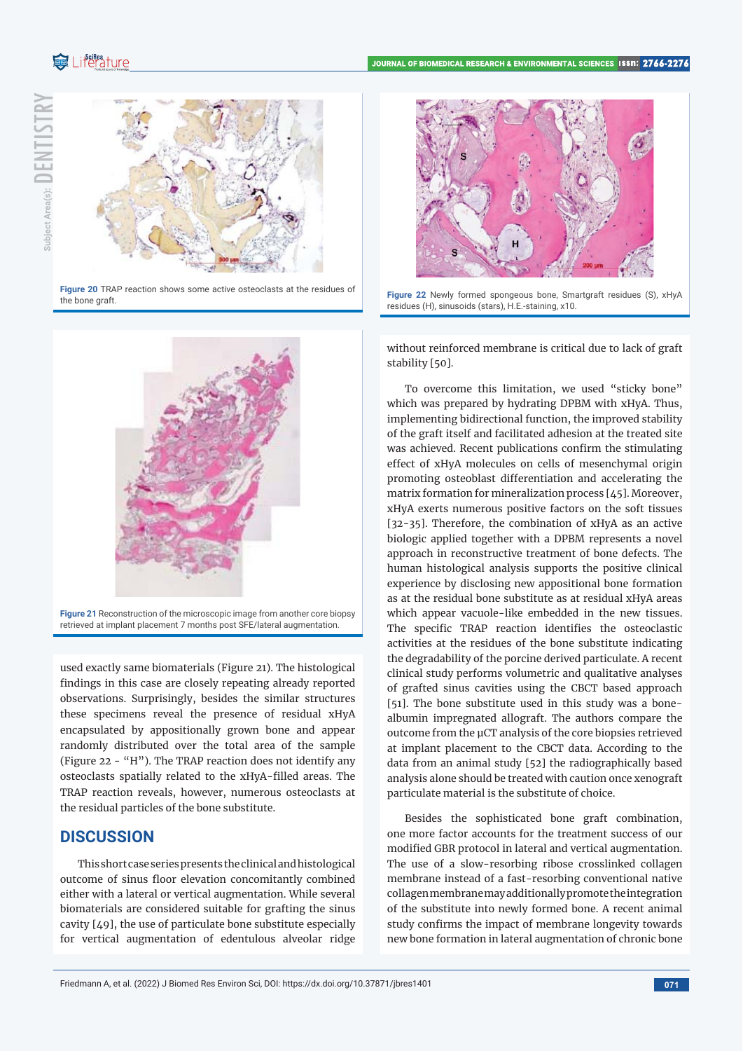Figure 20 TRAP reaction shows some active osteoclasts at the residues of the bone graft.

Figure 21 Reconstruction of the microscopic image from another core biopsy retrieved at implant placement 7 months post SFE/lateral augmentation.

used exactly same biomaterials (Figure 21). The histological findings in this case are closely repeating already reported observations. Surprisingly, besides the similar structures these specimens reveal the presence of residual xHyA encapsulated by appositionally grown bone and appear randomly distributed over the total area of the sample (Figure 22 - "H"). The TRAP reaction does not identify any osteoclasts spatially related to the xHyA-filled areas. The TRAP reaction reveals, however, numerous osteoclasts at the residual particles of the bone substitute.

## DISCUSSION

This short case series presents the clinical and histological outcome of sinus floor elevation concomitantly combined either with a lateral or vertical augmentation. While several biomaterials are considered suitable for grafting the sinus cavity [49], the use of particulate bone substitute especially for vertical augmentation of edentulous alveolar ridge

Figure 22 Newly formed spongeous bone, Smartgraft residues (S), xHyA residues (H), sinusoids (stars), H.E.-staining, x10.

without reinforced membrane is critical due to lack of graft stability [50].

To overcome this limitation, we used "sticky bone" which was prepared by hydrating DPBM with xHyA. Thus, implementing bidirectional function, the improved stability of the graft itself and facilitated adhesion at the treated site was achieved. Recent publications confirm the stimulating effect of xHyA molecules on cells of mesenchymal origin promoting osteoblast differentiation and accelerating the matrix formation for mineralization process [45]. Moreover, xHyA exerts numerous positive factors on the soft tissues [32-35]. Therefore, the combination of xHyA as an active biologic applied together with a DPBM represents a novel approach in reconstructive treatment of bone defects. The human histological analysis supports the positive clinical experience by disclosing new appositional bone formation as at the residual bone substitute as at residual xHyA areas which appear vacuole-like embedded in the new tissues. The specific TRAP reaction identifies the osteoclastic activities at the residues of the bone substitute indicating the degradability of the porcine derived particulate. A recent clinical study performs volumetric and qualitative analyses of grafted sinus cavities using the CBCT based approach [51]. The bone substitute used in this study was a bone-albumin impregnated allograft. The authors compare the outcome from the µCT analysis of the core biopsies retrieved at implant placement to the CBCT data. According to the data from an animal study [52] the radiographically based analysis alone should be treated with caution once xenograft particulate material is the substitute of choice.

Besides the sophisticated bone graft combination, one more factor accounts for the treatment success of our modified GBR protocol in lateral and vertical augmentation. The use of a slow-resorbing ribose crosslinked collagen membrane instead of a fast-resorbing conventional native collagen membrane may additionally promote the integration of the substitute into newly formed bone. A recent animal study confirms the impact of membrane longevity towards new bone formation in lateral augmentation of chronic bone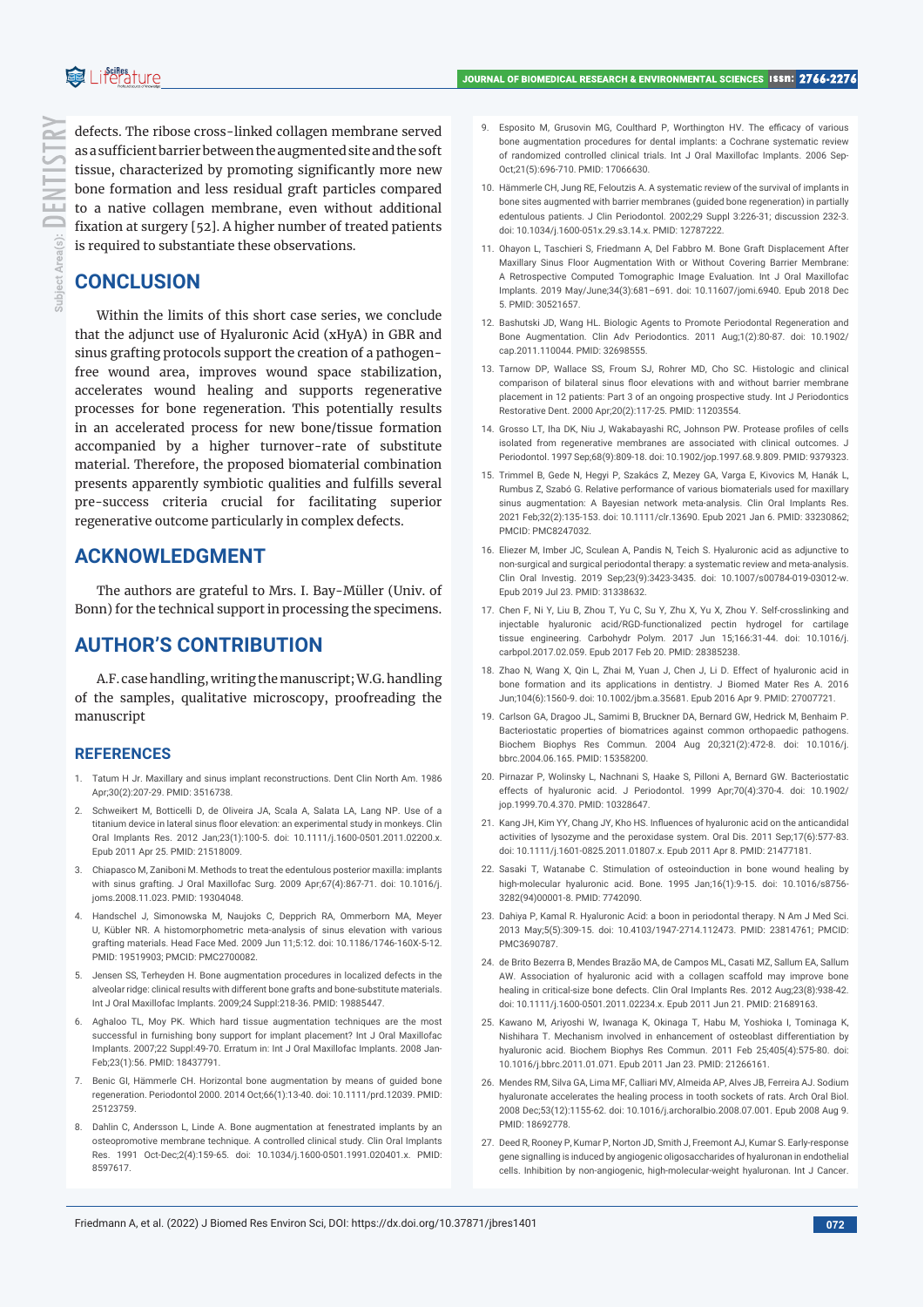defects. The ribose cross-linked collagen membrane served as a sufficient barrier between the augmented site and the soft tissue, characterized by promoting significantly more new bone formation and less residual graft particles compared to a native collagen membrane, even without additional fixation at surgery [52]. A higher number of treated patients is required to substantiate these observations.

## CONCLUSION

Within the limits of this short case series, we conclude that the adjunct use of Hyaluronic Acid (xHyA) in GBR and sinus grafting protocols support the creation of a pathogen-free wound area, improves wound space stabilization, accelerates wound healing and supports regenerative processes for bone regeneration. This potentially results in an accelerated process for new bone/tissue formation accompanied by a higher turnover-rate of substitute material. Therefore, the proposed biomaterial combination presents apparently symbiotic qualities and fulfills several pre-success criteria crucial for facilitating superior regenerative outcome particularly in complex defects.

## ACKNOWLEDGMENT

The authors are grateful to Mrs. I. Bay-Müller (Univ. of Bonn) for the technical support in processing the specimens.

## AUTHOR'S CONTRIBUTION

A.F. case handling, writing the manuscript; W.G. handling of the samples, qualitative microscopy, proofreading the manuscript

### REFERENCES

1. Tatum H Jr. Maxillary and sinus implant reconstructions. Dent Clin North Am. 1986 Apr;30(2):207-29. PMID: 3516738.
2. Schweikert M, Botticelli D, de Oliveira JA, Scala A, Salata LA, Lang NP. Use of a titanium device in lateral sinus floor elevation: an experimental study in monkeys. Clin Oral Implants Res. 2012 Jan;23(1):100-5. doi: 10.1111/j.1600-0501.2011.02200.x. Epub 2011 Apr 25. PMID: 21518009.
3. Chiapasco M, Zaniboni M. Methods to treat the edentulous posterior maxilla: implants with sinus grafting. J Oral Maxillofac Surg. 2009 Apr;67(4):867-71. doi: 10.1016/j.joms.2008.11.023. PMID: 19304048.
4. Handschel J, Simonowska M, Naujoks C, Depprich RA, Ommerborn MA, Meyer U, Kübler NR. A histomorphometric meta-analysis of sinus elevation with various grafting materials. Head Face Med. 2009 Jun 11;5:12. doi: 10.1186/1746-160X-5-12. PMID: 19519903; PMCID: PMC2700082.
5. Jensen SS, Terheyden H. Bone augmentation procedures in localized defects in the alveolar ridge: clinical results with different bone grafts and bone-substitute materials. Int J Oral Maxillofac Implants. 2009;24 Suppl:218-36. PMID: 19885447.
6. Aghaloo TL, Moy PK. Which hard tissue augmentation techniques are the most successful in furnishing bony support for implant placement? Int J Oral Maxillofac Implants. 2007;22 Suppl:49-70. Erratum in: Int J Oral Maxillofac Implants. 2008 Jan-Feb;23(1):56. PMID: 18437791.
7. Benic GI, Hämmerle CH. Horizontal bone augmentation by means of guided bone regeneration. Periodontol 2000. 2014 Oct;66(1):13-40. doi: 10.1111/prd.12039. PMID: 25123759.
8. Dahlin C, Andersson L, Linde A. Bone augmentation at fenestrated implants by an osteopromotive membrane technique. A controlled clinical study. Clin Oral Implants Res. 1991 Oct-Dec;2(4):159-65. doi: 10.1034/j.1600-0501.1991.020401.x. PMID: 8597617.
9. Esposito M, Grusovin MG, Coulthard P, Worthington HV. The efficacy of various bone augmentation procedures for dental implants: a Cochrane systematic review of randomized controlled clinical trials. Int J Oral Maxillofac Implants. 2006 Sep-Oct;21(5):696-710. PMID: 17066630.
10. Hämmerle CH, Jung RE, Feloutzis A. A systematic review of the survival of implants in bone sites augmented with barrier membranes (guided bone regeneration) in partially edentulous patients. J Clin Periodontol. 2002;29 Suppl 3:226-31; discussion 232-3. doi: 10.1034/j.1600-051x.29.s3.14.x. PMID: 12787222.
11. Ohayon L, Taschieri S, Friedmann A, Del Fabbro M. Bone Graft Displacement After Maxillary Sinus Floor Augmentation With or Without Covering Barrier Membrane: A Retrospective Computed Tomographic Image Evaluation. Int J Oral Maxillofac Implants. 2019 May/June;34(3):681–691. doi: 10.11607/jomi.6940. Epub 2018 Dec 5. PMID: 30521657.
12. Bashutski JD, Wang HL. Biologic Agents to Promote Periodontal Regeneration and Bone Augmentation. Clin Adv Periodontics. 2011 Aug;1(2):80-87. doi: 10.1902/cap.2011.110044. PMID: 32698555.
13. Tarnow DP, Wallace SS, Froum SJ, Rohrer MD, Cho SC. Histologic and clinical comparison of bilateral sinus floor elevations with and without barrier membrane placement in 12 patients: Part 3 of an ongoing prospective study. Int J Periodontics Restorative Dent. 2000 Apr;20(2):117-25. PMID: 11203554.
14. Grosso LT, Iha DK, Niu J, Wakabayashi RC, Johnson PW. Protease profiles of cells isolated from regenerative membranes are associated with clinical outcomes. J Periodontol. 1997 Sep;68(9):809-18. doi: 10.1902/jop.1997.68.9.809. PMID: 9379323.
15. Trimmel B, Gede N, Hegyi P, Szakács Z, Mezey GA, Varga E, Kivovics M, Hanák L, Rumbus Z, Szabó G. Relative performance of various biomaterials used for maxillary sinus augmentation: A Bayesian network meta-analysis. Clin Oral Implants Res. 2021 Feb;32(2):135-153. doi: 10.1111/clr.13690. Epub 2021 Jan 6. PMID: 33230862; PMCID: PMC8247032.
16. Eliezer M, Imber JC, Sculean A, Pandis N, Teich S. Hyaluronic acid as adjunctive to non-surgical and surgical periodontal therapy: a systematic review and meta-analysis. Clin Oral Investig. 2019 Sep;23(9):3423-3435. doi: 10.1007/s00784-019-03012-w. Epub 2019 Jul 23. PMID: 31338632.
17. Chen F, Ni Y, Liu B, Zhou T, Yu C, Su Y, Zhu X, Yu X, Zhou Y. Self-crosslinking and injectable hyaluronic acid/RGD-functionalized pectin hydrogel for cartilage tissue engineering. Carbohydr Polym. 2017 Jun 15;166:31-44. doi: 10.1016/j.carbpol.2017.02.059. Epub 2017 Feb 20. PMID: 28385238.
18. Zhao N, Wang X, Qin L, Zhai M, Yuan J, Chen J, Li D. Effect of hyaluronic acid in bone formation and its applications in dentistry. J Biomed Mater Res A. 2016 Jun;104(6):1560-9. doi: 10.1002/jbm.a.35681. Epub 2016 Apr 9. PMID: 27007721.
19. Carlson GA, Dragoo JL, Samimi B, Bruckner DA, Bernard GW, Hedrick M, Benhaim P. Bacteriostatic properties of biomatrices against common orthopaedic pathogens. Biochem Biophys Res Commun. 2004 Aug 20;321(2):472-8. doi: 10.1016/j.bbrc.2004.06.165. PMID: 15358200.
20. Pirnazar P, Wolinsky L, Nachnani S, Haake S, Pilloni A, Bernard GW. Bacteriostatic effects of hyaluronic acid. J Periodontol. 1999 Apr;70(4):370-4. doi: 10.1902/jop.1999.70.4.370. PMID: 10328647.
21. Kang JH, Kim YY, Chang JY, Kho HS. Influences of hyaluronic acid on the anticandidal activities of lysozyme and the peroxidase system. Oral Dis. 2011 Sep;17(6):577-83. doi: 10.1111/j.1601-0825.2011.01807.x. Epub 2011 Apr 8. PMID: 21477181.
22. Sasaki T, Watanabe C. Stimulation of osteoinduction in bone wound healing by high-molecular hyaluronic acid. Bone. 1995 Jan;16(1):9-15. doi: 10.1016/s8756-3282(94)00001-8. PMID: 7742090.
23. Dahiya P, Kamal R. Hyaluronic Acid: a boon in periodontal therapy. N Am J Med Sci. 2013 May;5(5):309-15. doi: 10.4103/1947-2714.112473. PMID: 23814761; PMCID: PMC3690787.
24. de Brito Bezerra B, Mendes Brazão MA, de Campos ML, Casati MZ, Sallum EA, Sallum AW. Association of hyaluronic acid with a collagen scaffold may improve bone healing in critical-size bone defects. Clin Oral Implants Res. 2012 Aug;23(8):938-42. doi: 10.1111/j.1600-0501.2011.02234.x. Epub 2011 Jun 21. PMID: 21689163.
25. Kawano M, Ariyoshi W, Iwanaga K, Okinaga T, Habu M, Yoshioka I, Tominaga K, Nishihara T. Mechanism involved in enhancement of osteoblast differentiation by hyaluronic acid. Biochem Biophys Res Commun. 2011 Feb 25;405(4):575-80. doi: 10.1016/j.bbrc.2011.01.071. Epub 2011 Jan 23. PMID: 21266161.
26. Mendes RM, Silva GA, Lima MF, Calliari MV, Almeida AP, Alves JB, Ferreira AJ. Sodium hyaluronate accelerates the healing process in tooth sockets of rats. Arch Oral Biol. 2008 Dec;53(12):1155-62. doi: 10.1016/j.archoralbio.2008.07.001. Epub 2008 Aug 9. PMID: 18692778.
27. Deed R, Rooney P, Kumar P, Norton JD, Smith J, Freemont AJ, Kumar S. Early-response gene signalling is induced by angiogenic oligosaccharides of hyaluronan in endothelial cells. Inhibition by non-angiogenic, high-molecular-weight hyaluronan. Int J Cancer.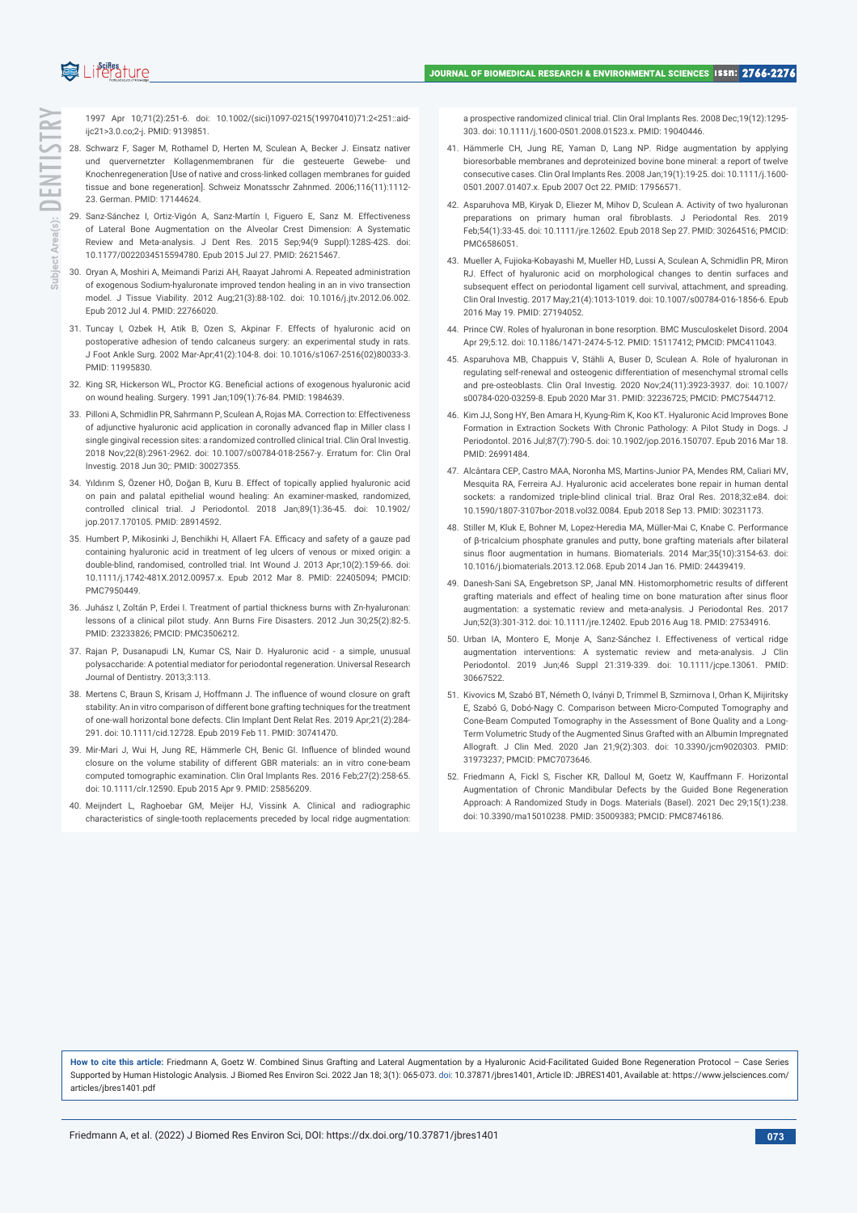1997 Apr 10;71(2):251-6. doi: 10.1002/(sici)1097-0215(19970410)71:2<251::aid-ijc21>3.0.co;2-j. PMID: 9139851.

28. Schwarz F, Sager M, Rothamel D, Herten M, Sculean A, Becker J. Einsatz nativer und quervernetzter Kollagenmembranen für die gesteuerte Gewebe- und Knochenregeneration [Use of native and cross-linked collagen membranes for guided tissue and bone regeneration]. Schweiz Monatsschr Zahnmed. 2006;116(11):1112-23. German. PMID: 17144624.
29. Sanz-Sánchez I, Ortiz-Vigón A, Sanz-Martín I, Figuero E, Sanz M. Effectiveness of Lateral Bone Augmentation on the Alveolar Crest Dimension: A Systematic Review and Meta-analysis. J Dent Res. 2015 Sep;94(9 Suppl):128S-42S. doi: 10.1177/0022034515594780. Epub 2015 Jul 27. PMID: 26215467.
30. Oryan A, Moshiri A, Meimandi Parizi AH, Raayat Jahromi A. Repeated administration of exogenous Sodium-hyaluronate improved tendon healing in an in vivo transection model. J Tissue Viability. 2012 Aug;21(3):88-102. doi: 10.1016/j.jtv.2012.06.002. Epub 2012 Jul 4. PMID: 22766020.
31. Tuncay I, Ozbek H, Atik B, Ozen S, Akpinar F. Effects of hyaluronic acid on postoperative adhesion of tendo calcaneus surgery: an experimental study in rats. J Foot Ankle Surg. 2002 Mar-Apr;41(2):104-8. doi: 10.1016/s1067-2516(02)80033-3. PMID: 11995830.
32. King SR, Hickerson WL, Proctor KG. Beneficial actions of exogenous hyaluronic acid on wound healing. Surgery. 1991 Jan;109(1):76-84. PMID: 1984639.
33. Pilloni A, Schmidlin PR, Sahrmann P, Sculean A, Rojas MA. Correction to: Effectiveness of adjunctive hyaluronic acid application in coronally advanced flap in Miller class I single gingival recession sites: a randomized controlled clinical trial. Clin Oral Investig. 2018 Nov;22(8):2961-2962. doi: 10.1007/s00784-018-2567-y. Erratum for: Clin Oral Investig. 2018 Jun 30;: PMID: 30027355.
34. Yıldırım S, Özener HÖ, Doğan B, Kuru B. Effect of topically applied hyaluronic acid on pain and palatal epithelial wound healing: An examiner-masked, randomized, controlled clinical trial. J Periodontol. 2018 Jan;89(1):36-45. doi: 10.1902/jop.2017.170105. PMID: 28914592.
35. Humbert P, Mikosinki J, Benchikhi H, Allaert FA. Efficacy and safety of a gauze pad containing hyaluronic acid in treatment of leg ulcers of venous or mixed origin: a double-blind, randomised, controlled trial. Int Wound J. 2013 Apr;10(2):159-66. doi: 10.1111/j.1742-481X.2012.00957.x. Epub 2012 Mar 8. PMID: 22405094; PMCID: PMC7950449.
36. Juhász I, Zoltán P, Erdei I. Treatment of partial thickness burns with Zn-hyaluronan: lessons of a clinical pilot study. Ann Burns Fire Disasters. 2012 Jun 30;25(2):82-5. PMID: 23233826; PMCID: PMC3506212.
37. Rajan P, Dusanapudi LN, Kumar CS, Nair D. Hyaluronic acid - a simple, unusual polysaccharide: A potential mediator for periodontal regeneration. Universal Research Journal of Dentistry. 2013;3:113.
38. Mertens C, Braun S, Krisam J, Hoffmann J. The influence of wound closure on graft stability: An in vitro comparison of different bone grafting techniques for the treatment of one-wall horizontal bone defects. Clin Implant Dent Relat Res. 2019 Apr;21(2):284-291. doi: 10.1111/cid.12728. Epub 2019 Feb 11. PMID: 30741470.
39. Mir-Mari J, Wui H, Jung RE, Hämmerle CH, Benic GI. Influence of blinded wound closure on the volume stability of different GBR materials: an in vitro cone-beam computed tomographic examination. Clin Oral Implants Res. 2016 Feb;27(2):258-65. doi: 10.1111/clr.12590. Epub 2015 Apr 9. PMID: 25856209.
40. Meijndert L, Raghoebar GM, Meijer HJ, Vissink A. Clinical and radiographic characteristics of single-tooth replacements preceded by local ridge augmentation: a prospective randomized clinical trial. Clin Oral Implants Res. 2008 Dec;19(12):1295-303. doi: 10.1111/j.1600-0501.2008.01523.x. PMID: 19040446.
41. Hämmerle CH, Jung RE, Yaman D, Lang NP. Ridge augmentation by applying bioresorbable membranes and deproteinized bovine bone mineral: a report of twelve consecutive cases. Clin Oral Implants Res. 2008 Jan;19(1):19-25. doi: 10.1111/j.1600-0501.2007.01407.x. Epub 2007 Oct 22. PMID: 17956571.
42. Asparuhova MB, Kiryak D, Eliezer M, Mihov D, Sculean A. Activity of two hyaluronan preparations on primary human oral fibroblasts. J Periodontal Res. 2019 Feb;54(1):33-45. doi: 10.1111/jre.12602. Epub 2018 Sep 27. PMID: 30264516; PMCID: PMC6586051.
43. Mueller A, Fujioka-Kobayashi M, Mueller HD, Lussi A, Sculean A, Schmidlin PR, Miron RJ. Effect of hyaluronic acid on morphological changes to dentin surfaces and subsequent effect on periodontal ligament cell survival, attachment, and spreading. Clin Oral Investig. 2017 May;21(4):1013-1019. doi: 10.1007/s00784-016-1856-6. Epub 2016 May 19. PMID: 27194052.
44. Prince CW. Roles of hyaluronan in bone resorption. BMC Musculoskelet Disord. 2004 Apr 29;5:12. doi: 10.1186/1471-2474-5-12. PMID: 15117412; PMCID: PMC411043.
45. Asparuhova MB, Chappuis V, Stähli A, Buser D, Sculean A. Role of hyaluronan in regulating self-renewal and osteogenic differentiation of mesenchymal stromal cells and pre-osteoblasts. Clin Oral Investig. 2020 Nov;24(11):3923-3937. doi: 10.1007/s00784-020-03259-8. Epub 2020 Mar 31. PMID: 32236725; PMCID: PMC7544712.
46. Kim JJ, Song HY, Ben Amara H, Kyung-Rim K, Koo KT. Hyaluronic Acid Improves Bone Formation in Extraction Sockets With Chronic Pathology: A Pilot Study in Dogs. J Periodontol. 2016 Jul;87(7):790-5. doi: 10.1902/jop.2016.150707. Epub 2016 Mar 18. PMID: 26991484.
47. Alcântara CEP, Castro MAA, Noronha MS, Martins-Junior PA, Mendes RM, Caliari MV, Mesquita RA, Ferreira AJ. Hyaluronic acid accelerates bone repair in human dental sockets: a randomized triple-blind clinical trial. Braz Oral Res. 2018;32:e84. doi: 10.1590/1807-3107bor-2018.vol32.0084. Epub 2018 Sep 13. PMID: 30231173.
48. Stiller M, Kluk E, Bohner M, Lopez-Heredia MA, Müller-Mai C, Knabe C. Performance of β-tricalcium phosphate granules and putty, bone grafting materials after bilateral sinus floor augmentation in humans. Biomaterials. 2014 Mar;35(10):3154-63. doi: 10.1016/j.biomaterials.2013.12.068. Epub 2014 Jan 16. PMID: 24439419.
49. Danesh-Sani SA, Engebretson SP, Janal MN. Histomorphometric results of different grafting materials and effect of healing time on bone maturation after sinus floor augmentation: a systematic review and meta-analysis. J Periodontal Res. 2017 Jun;52(3):301-312. doi: 10.1111/jre.12402. Epub 2016 Aug 18. PMID: 27534916.
50. Urban IA, Montero E, Monje A, Sanz-Sánchez I. Effectiveness of vertical ridge augmentation interventions: A systematic review and meta-analysis. J Clin Periodontol. 2019 Jun;46 Suppl 21:319-339. doi: 10.1111/jcpe.13061. PMID: 30667522.
51. Kivovics M, Szabó BT, Németh O, Iványi D, Trimmel B, Szmirnova I, Orhan K, Mijiritsky E, Szabó G, Dobó-Nagy C. Comparison between Micro-Computed Tomography and Cone-Beam Computed Tomography in the Assessment of Bone Quality and a Long-Term Volumetric Study of the Augmented Sinus Grafted with an Albumin Impregnated Allograft. J Clin Med. 2020 Jan 21;9(2):303. doi: 10.3390/jcm9020303. PMID: 31973237; PMCID: PMC7073646.
52. Friedmann A, Fickl S, Fischer KR, Dalloul M, Goetz W, Kauffmann F. Horizontal Augmentation of Chronic Mandibular Defects by the Guided Bone Regeneration Approach: A Randomized Study in Dogs. Materials (Basel). 2021 Dec 29;15(1):238. doi: 10.3390/ma15010238. PMID: 35009383; PMCID: PMC8746186.

**How to cite this article:** Friedmann A, Goetz W. Combined Sinus Grafting and Lateral Augmentation by a Hyaluronic Acid-Facilitated Guided Bone Regeneration Protocol – Case Series Supported by Human Histologic Analysis. J Biomed Res Environ Sci. 2022 Jan 18; 3(1): 065-073. doi: 10.37871/jbres1401, Article ID: JBRES1401, Available at: https://www.jelsciences.com/articles/jbres1401.pdf